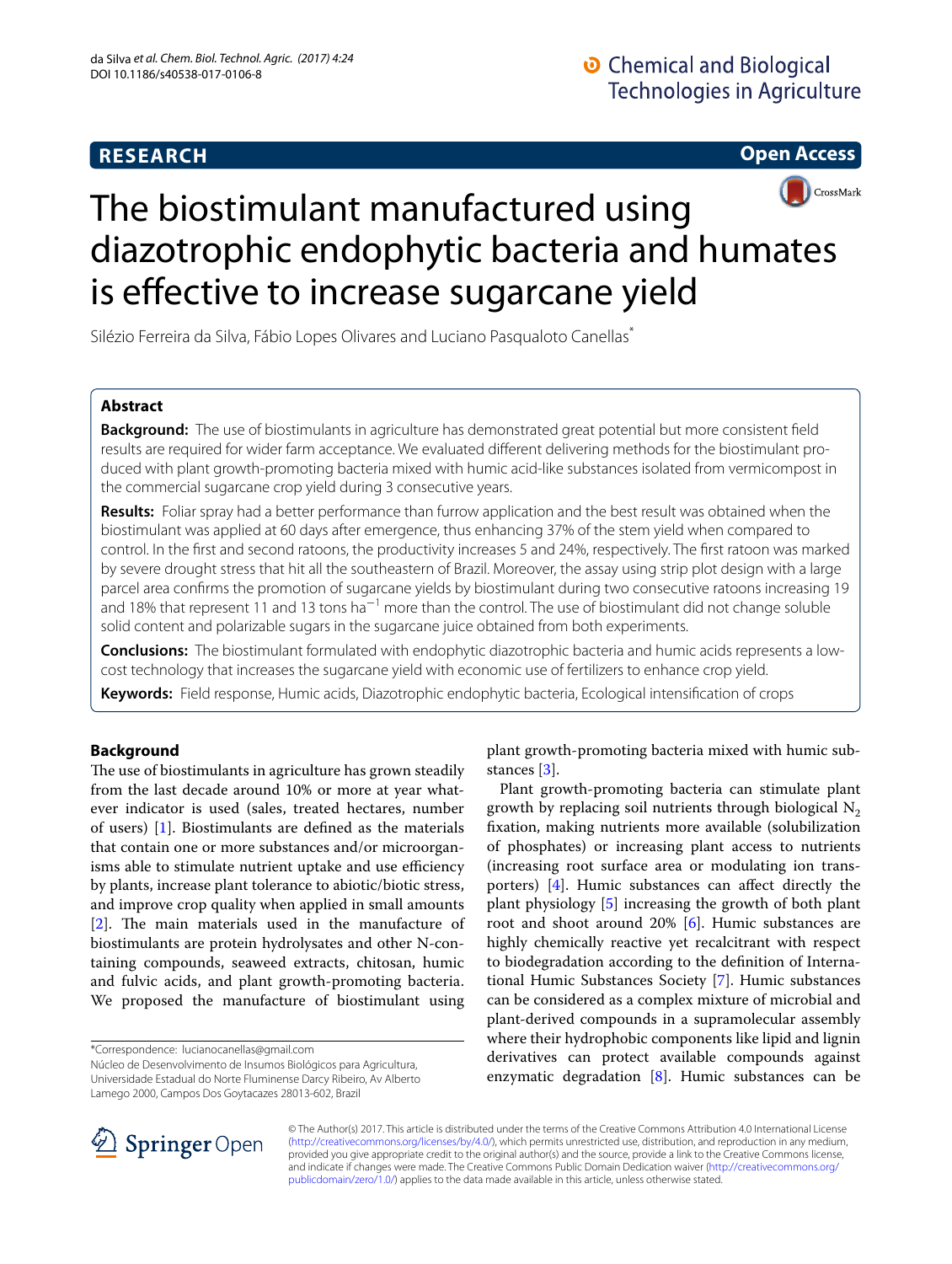**RESEARCH** **Open Access**

# The biostimulant manufactured using diazotrophic endophytic bacteria and humates is effective to increase sugarcane yield

Silézio Ferreira da Silva, Fábio Lopes Olivares and Luciano Pasqualoto Canellas*

## Abstract

**Background:** The use of biostimulants in agriculture has demonstrated great potential but more consistent field results are required for wider farm acceptance. We evaluated different delivering methods for the biostimulant produced with plant growth-promoting bacteria mixed with humic acid-like substances isolated from vermicompost in the commercial sugarcane crop yield during 3 consecutive years.

**Results:** Foliar spray had a better performance than furrow application and the best result was obtained when the biostimulant was applied at 60 days after emergence, thus enhancing 37% of the stem yield when compared to control. In the first and second ratoons, the productivity increases 5 and 24%, respectively. The first ratoon was marked by severe drought stress that hit all the southeastern of Brazil. Moreover, the assay using strip plot design with a large parcel area confirms the promotion of sugarcane yields by biostimulant during two consecutive ratoons increasing 19 and 18% that represent 11 and 13 tons $ha^{-1}$ more than the control. The use of biostimulant did not change soluble solid content and polarizable sugars in the sugarcane juice obtained from both experiments.

**Conclusions:** The biostimulant formulated with endophytic diazotrophic bacteria and humic acids represents a low-cost technology that increases the sugarcane yield with economic use of fertilizers to enhance crop yield.

**Keywords:** Field response, Humic acids, Diazotrophic endophytic bacteria, Ecological intensification of crops

## Background

The use of biostimulants in agriculture has grown steadily from the last decade around 10% or more at year whatever indicator is used (sales, treated hectares, number of users) [1]. Biostimulants are defined as the materials that contain one or more substances and/or microorganisms able to stimulate nutrient uptake and use efficiency by plants, increase plant tolerance to abiotic/biotic stress, and improve crop quality when applied in small amounts [2]. The main materials used in the manufacture of biostimulants are protein hydrolysates and other N-containing compounds, seaweed extracts, chitosan, humic and fulvic acids, and plant growth-promoting bacteria. We proposed the manufacture of biostimulant using plant growth-promoting bacteria mixed with humic substances [3].

Plant growth-promoting bacteria can stimulate plant growth by replacing soil nutrients through biological $N_2$ fixation, making nutrients more available (solubilization of phosphates) or increasing plant access to nutrients (increasing root surface area or modulating ion transporters) [4]. Humic substances can affect directly the plant physiology [5] increasing the growth of both plant root and shoot around 20% [6]. Humic substances are highly chemically reactive yet recalcitrant with respect to biodegradation according to the definition of International Humic Substances Society [7]. Humic substances can be considered as a complex mixture of microbial and plant-derived compounds in a supramolecular assembly where their hydrophobic components like lipid and lignin derivatives can protect available compounds against enzymatic degradation [8]. Humic substances can be

*Correspondence: lucianocanellas@gmail.com
Núcleo de Desenvolvimento de Insumos Biológicos para Agricultura, Universidade Estadual do Norte Fluminense Darcy Ribeiro, Av Alberto Lamego 2000, Campos Dos Goytacazes 28013-602, Brazil

© The Author(s) 2017. This article is distributed under the terms of the Creative Commons Attribution 4.0 International License (http://creativecommons.org/licenses/by/4.0/), which permits unrestricted use, distribution, and reproduction in any medium, provided you give appropriate credit to the original author(s) and the source, provide a link to the Creative Commons license, and indicate if changes were made. The Creative Commons Public Domain Dedication waiver (http://creativecommons.org/publicdomain/zero/1.0/) applies to the data made available in this article, unless otherwise stated.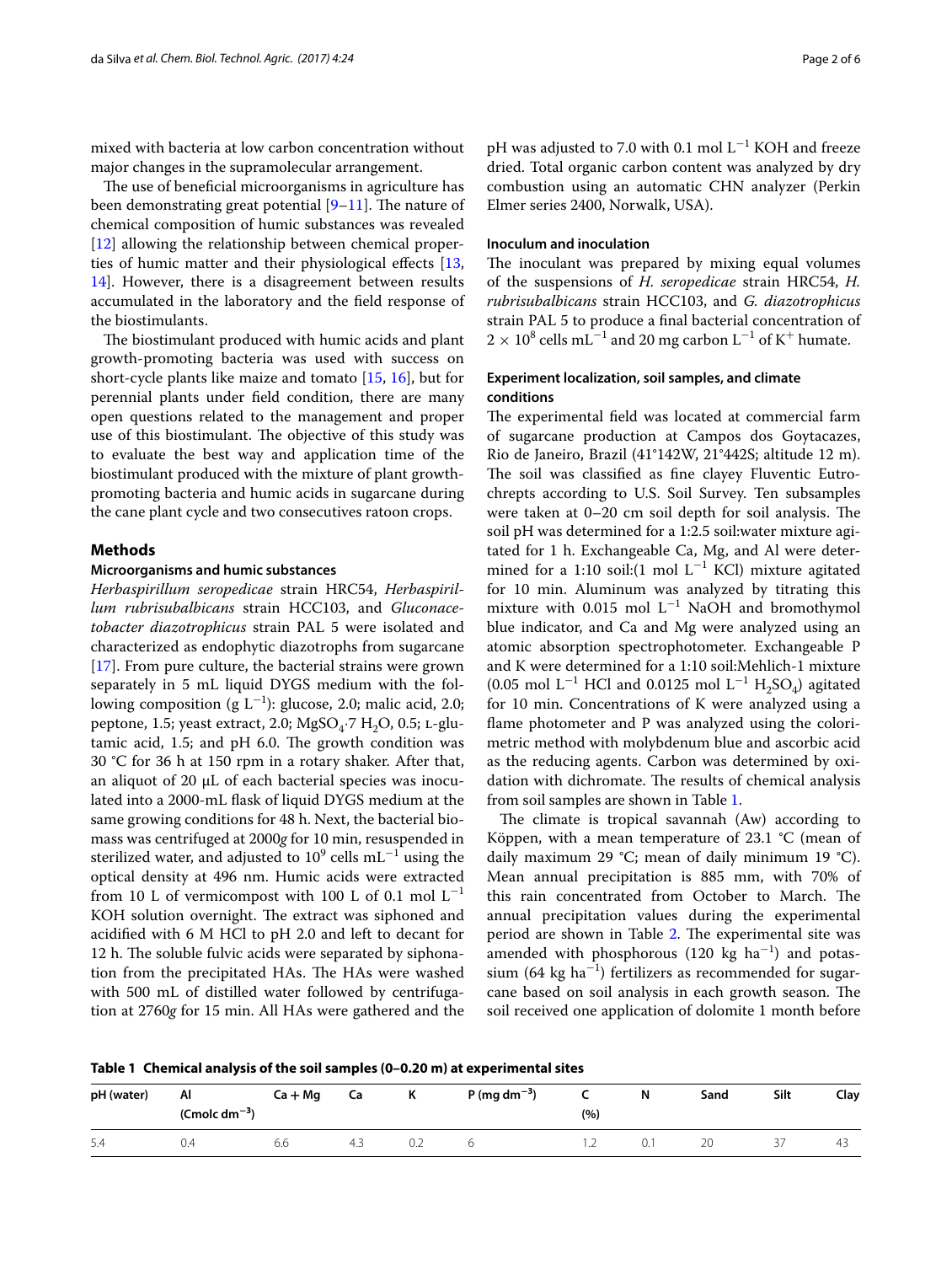mixed with bacteria at low carbon concentration without major changes in the supramolecular arrangement.

The use of beneficial microorganisms in agriculture has been demonstrating great potential [9–11]. The nature of chemical composition of humic substances was revealed [12] allowing the relationship between chemical properties of humic matter and their physiological effects [13, 14]. However, there is a disagreement between results accumulated in the laboratory and the field response of the biostimulants.

The biostimulant produced with humic acids and plant growth-promoting bacteria was used with success on short-cycle plants like maize and tomato [15, 16], but for perennial plants under field condition, there are many open questions related to the management and proper use of this biostimulant. The objective of this study was to evaluate the best way and application time of the biostimulant produced with the mixture of plant growth-promoting bacteria and humic acids in sugarcane during the cane plant cycle and two consecutives ratoon crops.

## Methods

### Microorganisms and humic substances

*Herbaspirillum seropedicae* strain HRC54, *Herbaspirillum rubrisubalbicans* strain HCC103, and *Gluconacetobacter diazotrophicus* strain PAL 5 were isolated and characterized as endophytic diazotrophs from sugarcane [17]. From pure culture, the bacterial strains were grown separately in 5 mL liquid DYGS medium with the following composition (g $L^{-1}$): glucose, 2.0; malic acid, 2.0; peptone, 1.5; yeast extract, 2.0; $MgSO_4 \cdot 7H_2O$, 0.5; L-glutamic acid, 1.5; and pH 6.0. The growth condition was 30 °C for 36 h at 150 rpm in a rotary shaker. After that, an aliquot of 20 µL of each bacterial species was inoculated into a 2000-mL flask of liquid DYGS medium at the same growing conditions for 48 h. Next, the bacterial biomass was centrifuged at 2000*g* for 10 min, resuspended in sterilized water, and adjusted to $10^9$ cells $mL^{-1}$ using the optical density at 496 nm. Humic acids were extracted from 10 L of vermicompost with 100 L of 0.1 mol $L^{-1}$ KOH solution overnight. The extract was siphoned and acidified with 6 M HCl to pH 2.0 and left to decant for 12 h. The soluble fulvic acids were separated by siphonation from the precipitated HAs. The HAs were washed with 500 mL of distilled water followed by centrifugation at 2760*g* for 15 min. All HAs were gathered and the pH was adjusted to 7.0 with 0.1 mol $L^{-1}$ KOH and freeze dried. Total organic carbon content was analyzed by dry combustion using an automatic CHN analyzer (Perkin Elmer series 2400, Norwalk, USA).

### Inoculum and inoculation

The inoculant was prepared by mixing equal volumes of the suspensions of *H. seropedicae* strain HRC54, *H. rubrisubalbicans* strain HCC103, and *G. diazotrophicus* strain PAL 5 to produce a final bacterial concentration of $2 \times 10^8$ cells $mL^{-1}$ and 20 mg carbon $L^{-1}$ of $K^+$ humate.

### Experiment localization, soil samples, and climate conditions

The experimental field was located at commercial farm of sugarcane production at Campos dos Goytacazes, Rio de Janeiro, Brazil (41°142W, 21°442S; altitude 12 m). The soil was classified as fine clayey Fluventic Eutrochrepts according to U.S. Soil Survey. Ten subsamples were taken at 0–20 cm soil depth for soil analysis. The soil pH was determined for a 1:2.5 soil:water mixture agitated for 1 h. Exchangeable Ca, Mg, and Al were determined for a 1:10 soil:(1 mol $L^{-1}$ KCl) mixture agitated for 10 min. Aluminum was analyzed by titrating this mixture with 0.015 mol $L^{-1}$ NaOH and bromothymol blue indicator, and Ca and Mg were analyzed using an atomic absorption spectrophotometer. Exchangeable P and K were determined for a 1:10 soil:Mehlich-1 mixture (0.05 mol $L^{-1}$ HCl and 0.0125 mol $L^{-1}$ $H_2SO_4$) agitated for 10 min. Concentrations of K were analyzed using a flame photometer and P was analyzed using the colorimetric method with molybdenum blue and ascorbic acid as the reducing agents. Carbon was determined by oxidation with dichromate. The results of chemical analysis from soil samples are shown in Table 1.

The climate is tropical savannah (Aw) according to Köppen, with a mean temperature of 23.1 °C (mean of daily maximum 29 °C; mean of daily minimum 19 °C). Mean annual precipitation is 885 mm, with 70% of this rain concentrated from October to March. The annual precipitation values during the experimental period are shown in Table 2. The experimental site was amended with phosphorous (120 kg $ha^{-1}$) and potassium (64 kg $ha^{-1}$) fertilizers as recommended for sugarcane based on soil analysis in each growth season. The soil received one application of dolomite 1 month before

**Table 1 Chemical analysis of the soil samples (0–0.20 m) at experimental sites**

| pH (water) | Al (Cmolc $dm^{-3}$) | Ca + Mg | Ca | K | P (mg $dm^{-3}$) | C (%) | N | Sand | Silt | Clay |
|---|---|---|---|---|---|---|---|---|---|---|
| 5.4 | 0.4 | 6.6 | 4.3 | 0.2 | 6 | 1.2 | 0.1 | 20 | 37 | 43 |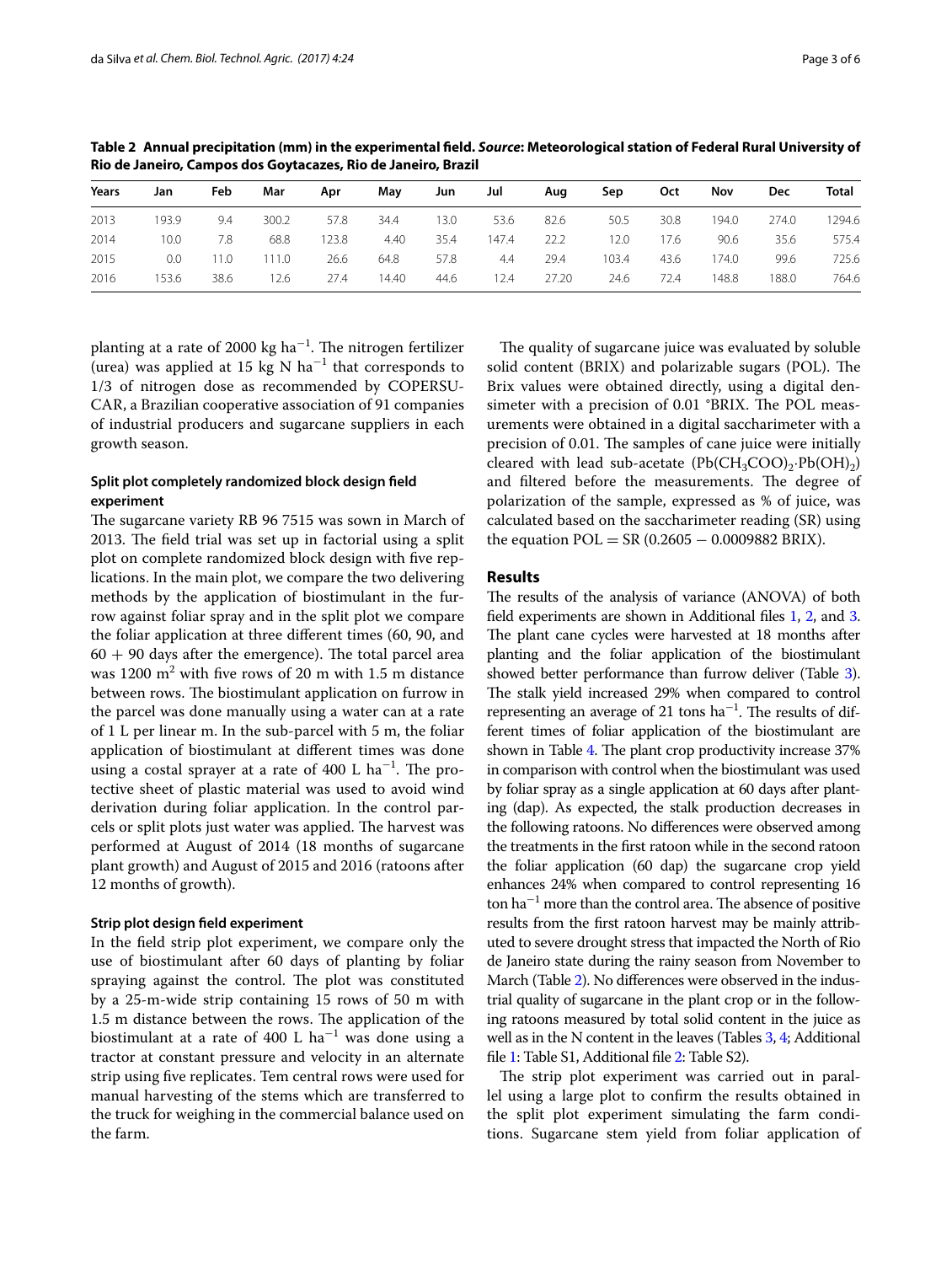**Table 2 Annual precipitation (mm) in the experimental field. *Source*: Meteorological station of Federal Rural University of Rio de Janeiro, Campos dos Goytacazes, Rio de Janeiro, Brazil**

| Years | Jan | Feb | Mar | Apr | May | Jun | Jul | Aug | Sep | Oct | Nov | Dec | Total |
|---|---|---|---|---|---|---|---|---|---|---|---|---|---|
| 2013 | 193.9 | 9.4 | 300.2 | 57.8 | 34.4 | 13.0 | 53.6 | 82.6 | 50.5 | 30.8 | 194.0 | 274.0 | 1294.6 |
| 2014 | 10.0 | 7.8 | 68.8 | 123.8 | 4.40 | 35.4 | 147.4 | 22.2 | 12.0 | 17.6 | 90.6 | 35.6 | 575.4 |
| 2015 | 0.0 | 11.0 | 111.0 | 26.6 | 64.8 | 57.8 | 4.4 | 29.4 | 103.4 | 43.6 | 174.0 | 99.6 | 725.6 |
| 2016 | 153.6 | 38.6 | 12.6 | 27.4 | 14.40 | 44.6 | 12.4 | 27.20 | 24.6 | 72.4 | 148.8 | 188.0 | 764.6 |

planting at a rate of 2000 kg ha$^{-1}$. The nitrogen fertilizer (urea) was applied at 15 kg N ha$^{-1}$ that corresponds to 1/3 of nitrogen dose as recommended by COPERSUCAR, a Brazilian cooperative association of 91 companies of industrial producers and sugarcane suppliers in each growth season.

### Split plot completely randomized block design field experiment

The sugarcane variety RB 96 7515 was sown in March of 2013. The field trial was set up in factorial using a split plot on complete randomized block design with five replications. In the main plot, we compare the two delivering methods by the application of biostimulant in the furrow against foliar spray and in the split plot we compare the foliar application at three different times (60, 90, and 60 + 90 days after the emergence). The total parcel area was 1200 m$^2$ with five rows of 20 m with 1.5 m distance between rows. The biostimulant application on furrow in the parcel was done manually using a water can at a rate of 1 L per linear m. In the sub-parcel with 5 m, the foliar application of biostimulant at different times was done using a costal sprayer at a rate of 400 L ha$^{-1}$. The protective sheet of plastic material was used to avoid wind derivation during foliar application. In the control parcels or split plots just water was applied. The harvest was performed at August of 2014 (18 months of sugarcane plant growth) and August of 2015 and 2016 (ratoons after 12 months of growth).

### Strip plot design field experiment

In the field strip plot experiment, we compare only the use of biostimulant after 60 days of planting by foliar spraying against the control. The plot was constituted by a 25-m-wide strip containing 15 rows of 50 m with 1.5 m distance between the rows. The application of the biostimulant at a rate of 400 L ha$^{-1}$ was done using a tractor at constant pressure and velocity in an alternate strip using five replicates. Tem central rows were used for manual harvesting of the stems which are transferred to the truck for weighing in the commercial balance used on the farm.

The quality of sugarcane juice was evaluated by soluble solid content (BRIX) and polarizable sugars (POL). The Brix values were obtained directly, using a digital densimeter with a precision of 0.01 °BRIX. The POL measurements were obtained in a digital saccharimeter with a precision of 0.01. The samples of cane juice were initially cleared with lead sub-acetate ($Pb(CH_3COO)_2{\cdot}Pb(OH)_2$) and filtered before the measurements. The degree of polarization of the sample, expressed as % of juice, was calculated based on the saccharimeter reading (SR) using the equation POL = SR (0.2605 − 0.0009882 BRIX).

## Results

The results of the analysis of variance (ANOVA) of both field experiments are shown in Additional files 1, 2, and 3. The plant cane cycles were harvested at 18 months after planting and the foliar application of the biostimulant showed better performance than furrow deliver (Table 3). The stalk yield increased 29% when compared to control representing an average of 21 tons ha$^{-1}$. The results of different times of foliar application of the biostimulant are shown in Table 4. The plant crop productivity increase 37% in comparison with control when the biostimulant was used by foliar spray as a single application at 60 days after planting (dap). As expected, the stalk production decreases in the following ratoons. No differences were observed among the treatments in the first ratoon while in the second ratoon the foliar application (60 dap) the sugarcane crop yield enhances 24% when compared to control representing 16 ton ha$^{-1}$ more than the control area. The absence of positive results from the first ratoon harvest may be mainly attributed to severe drought stress that impacted the North of Rio de Janeiro state during the rainy season from November to March (Table 2). No differences were observed in the industrial quality of sugarcane in the plant crop or in the following ratoons measured by total solid content in the juice as well as in the N content in the leaves (Tables 3, 4; Additional file 1: Table S1, Additional file 2: Table S2).

The strip plot experiment was carried out in parallel using a large plot to confirm the results obtained in the split plot experiment simulating the farm conditions. Sugarcane stem yield from foliar application of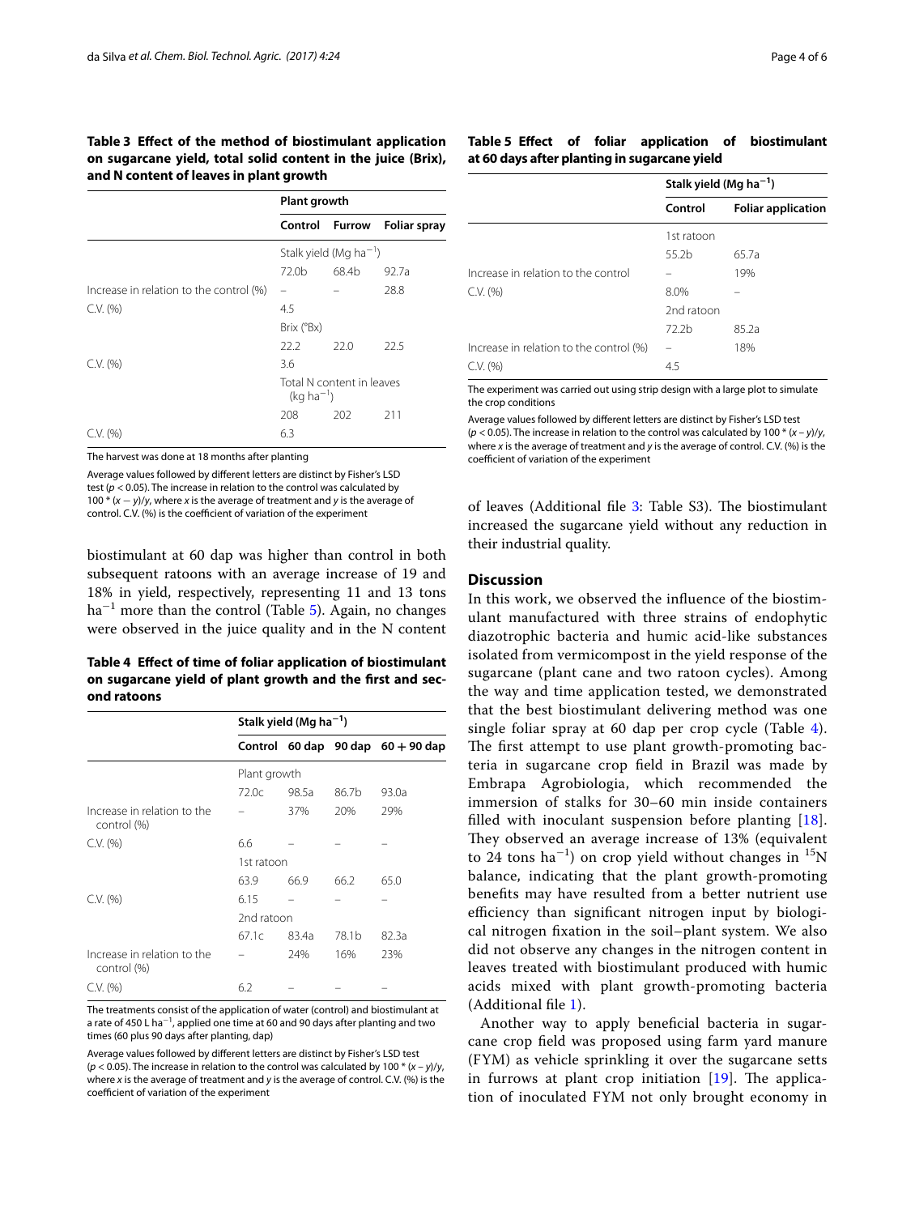**Table 3 Effect of the method of biostimulant application on sugarcane yield, total solid content in the juice (Brix), and N content of leaves in plant growth**

| | Plant growth | | |
|---|---|---|---|
| | Control | Furrow | Foliar spray |
| | Stalk yield (Mg $ha^{-1}$) | | |
| | 72.0b | 68.4b | 92.7a |
| Increase in relation to the control (%) | – | – | 28.8 |
| C.V. (%) | 4.5 | | |
| | Brix (°Bx) | | |
| | 22.2 | 22.0 | 22.5 |
| C.V. (%) | 3.6 | | |
| | Total N content in leaves (kg $ha^{-1}$) | | |
| | 208 | 202 | 211 |
| C.V. (%) | 6.3 | | |

The harvest was done at 18 months after planting

Average values followed by different letters are distinct by Fisher's LSD test ($p < 0.05$). The increase in relation to the control was calculated by $100 * (x - y)/y$, where $x$ is the average of treatment and $y$ is the average of control. C.V. (%) is the coefficient of variation of the experiment

biostimulant at 60 dap was higher than control in both subsequent ratoons with an average increase of 19 and 18% in yield, respectively, representing 11 and 13 tons $ha^{-1}$ more than the control (Table 5). Again, no changes were observed in the juice quality and in the N content

**Table 4 Effect of time of foliar application of biostimulant on sugarcane yield of plant growth and the first and second ratoons**

| | Stalk yield (Mg $ha^{-1}$) | | | |
|---|---|---|---|---|
| | Control | 60 dap | 90 dap | 60 + 90 dap |
| | Plant growth | | | |
| | 72.0c | 98.5a | 86.7b | 93.0a |
| Increase in relation to the control (%) | – | 37% | 20% | 29% |
| C.V. (%) | 6.6 | – | – | – |
| | 1st ratoon | | | |
| | 63.9 | 66.9 | 66.2 | 65.0 |
| C.V. (%) | 6.15 | – | – | – |
| | 2nd ratoon | | | |
| | 67.1c | 83.4a | 78.1b | 82.3a |
| Increase in relation to the control (%) | – | 24% | 16% | 23% |
| C.V. (%) | 6.2 | – | – | – |

The treatments consist of the application of water (control) and biostimulant at a rate of 450 L $ha^{-1}$, applied one time at 60 and 90 days after planting and two times (60 plus 90 days after planting, dap)

Average values followed by different letters are distinct by Fisher's LSD test ($p < 0.05$). The increase in relation to the control was calculated by $100 * (x - y)/y$, where $x$ is the average of treatment and $y$ is the average of control. C.V. (%) is the coefficient of variation of the experiment

**Table 5 Effect of foliar application of biostimulant at 60 days after planting in sugarcane yield**

| | Stalk yield (Mg $ha^{-1}$) | |
|---|---|---|
| | Control | Foliar application |
| | 1st ratoon | |
| | 55.2b | 65.7a |
| Increase in relation to the control | – | 19% |
| C.V. (%) | 8.0% | – |
| | 2nd ratoon | |
| | 72.2b | 85.2a |
| Increase in relation to the control (%) | – | 18% |
| C.V. (%) | 4.5 | |

The experiment was carried out using strip design with a large plot to simulate the crop conditions

Average values followed by different letters are distinct by Fisher's LSD test ($p < 0.05$). The increase in relation to the control was calculated by $100 * (x - y)/y$, where $x$ is the average of treatment and $y$ is the average of control. C.V. (%) is the coefficient of variation of the experiment

of leaves (Additional file 3: Table S3). The biostimulant increased the sugarcane yield without any reduction in their industrial quality.

## Discussion

In this work, we observed the influence of the biostimulant manufactured with three strains of endophytic diazotrophic bacteria and humic acid-like substances isolated from vermicompost in the yield response of the sugarcane (plant cane and two ratoon cycles). Among the way and time application tested, we demonstrated that the best biostimulant delivering method was one single foliar spray at 60 dap per crop cycle (Table 4). The first attempt to use plant growth-promoting bacteria in sugarcane crop field in Brazil was made by Embrapa Agrobiologia, which recommended the immersion of stalks for 30–60 min inside containers filled with inoculant suspension before planting [18]. They observed an average increase of 13% (equivalent to 24 tons $ha^{-1}$) on crop yield without changes in $^{15}N$ balance, indicating that the plant growth-promoting benefits may have resulted from a better nutrient use efficiency than significant nitrogen input by biological nitrogen fixation in the soil–plant system. We also did not observe any changes in the nitrogen content in leaves treated with biostimulant produced with humic acids mixed with plant growth-promoting bacteria (Additional file 1).

Another way to apply beneficial bacteria in sugarcane crop field was proposed using farm yard manure (FYM) as vehicle sprinkling it over the sugarcane setts in furrows at plant crop initiation [19]. The application of inoculated FYM not only brought economy in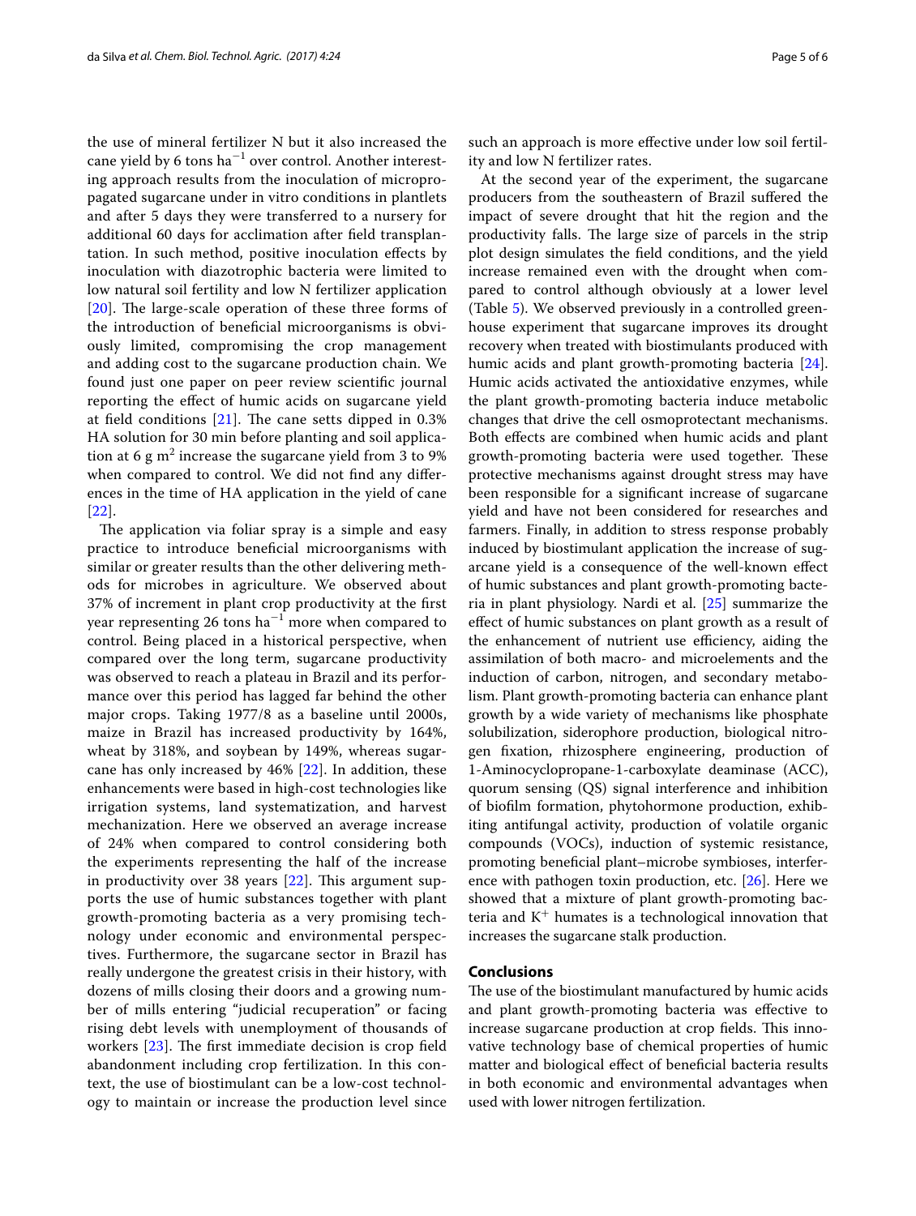the use of mineral fertilizer N but it also increased the cane yield by 6 tons $ha^{-1}$ over control. Another interesting approach results from the inoculation of micropropagated sugarcane under in vitro conditions in plantlets and after 5 days they were transferred to a nursery for additional 60 days for acclimation after field transplantation. In such method, positive inoculation effects by inoculation with diazotrophic bacteria were limited to low natural soil fertility and low N fertilizer application [20]. The large-scale operation of these three forms of the introduction of beneficial microorganisms is obviously limited, compromising the crop management and adding cost to the sugarcane production chain. We found just one paper on peer review scientific journal reporting the effect of humic acids on sugarcane yield at field conditions [21]. The cane setts dipped in 0.3% HA solution for 30 min before planting and soil application at 6 g $m^2$ increase the sugarcane yield from 3 to 9% when compared to control. We did not find any differences in the time of HA application in the yield of cane [22].

The application via foliar spray is a simple and easy practice to introduce beneficial microorganisms with similar or greater results than the other delivering methods for microbes in agriculture. We observed about 37% of increment in plant crop productivity at the first year representing 26 tons $ha^{-1}$ more when compared to control. Being placed in a historical perspective, when compared over the long term, sugarcane productivity was observed to reach a plateau in Brazil and its performance over this period has lagged far behind the other major crops. Taking 1977/8 as a baseline until 2000s, maize in Brazil has increased productivity by 164%, wheat by 318%, and soybean by 149%, whereas sugarcane has only increased by 46% [22]. In addition, these enhancements were based in high-cost technologies like irrigation systems, land systematization, and harvest mechanization. Here we observed an average increase of 24% when compared to control considering both the experiments representing the half of the increase in productivity over 38 years [22]. This argument supports the use of humic substances together with plant growth-promoting bacteria as a very promising technology under economic and environmental perspectives. Furthermore, the sugarcane sector in Brazil has really undergone the greatest crisis in their history, with dozens of mills closing their doors and a growing number of mills entering "judicial recuperation" or facing rising debt levels with unemployment of thousands of workers [23]. The first immediate decision is crop field abandonment including crop fertilization. In this context, the use of biostimulant can be a low-cost technology to maintain or increase the production level since such an approach is more effective under low soil fertility and low N fertilizer rates.

At the second year of the experiment, the sugarcane producers from the southeastern of Brazil suffered the impact of severe drought that hit the region and the productivity falls. The large size of parcels in the strip plot design simulates the field conditions, and the yield increase remained even with the drought when compared to control although obviously at a lower level (Table 5). We observed previously in a controlled greenhouse experiment that sugarcane improves its drought recovery when treated with biostimulants produced with humic acids and plant growth-promoting bacteria [24]. Humic acids activated the antioxidative enzymes, while the plant growth-promoting bacteria induce metabolic changes that drive the cell osmoprotectant mechanisms. Both effects are combined when humic acids and plant growth-promoting bacteria were used together. These protective mechanisms against drought stress may have been responsible for a significant increase of sugarcane yield and have not been considered for researches and farmers. Finally, in addition to stress response probably induced by biostimulant application the increase of sugarcane yield is a consequence of the well-known effect of humic substances and plant growth-promoting bacteria in plant physiology. Nardi et al. [25] summarize the effect of humic substances on plant growth as a result of the enhancement of nutrient use efficiency, aiding the assimilation of both macro- and microelements and the induction of carbon, nitrogen, and secondary metabolism. Plant growth-promoting bacteria can enhance plant growth by a wide variety of mechanisms like phosphate solubilization, siderophore production, biological nitrogen fixation, rhizosphere engineering, production of 1-Aminocyclopropane-1-carboxylate deaminase (ACC), quorum sensing (QS) signal interference and inhibition of biofilm formation, phytohormone production, exhibiting antifungal activity, production of volatile organic compounds (VOCs), induction of systemic resistance, promoting beneficial plant–microbe symbioses, interference with pathogen toxin production, etc. [26]. Here we showed that a mixture of plant growth-promoting bacteria and $K^{+}$ humates is a technological innovation that increases the sugarcane stalk production.

## Conclusions

The use of the biostimulant manufactured by humic acids and plant growth-promoting bacteria was effective to increase sugarcane production at crop fields. This innovative technology base of chemical properties of humic matter and biological effect of beneficial bacteria results in both economic and environmental advantages when used with lower nitrogen fertilization.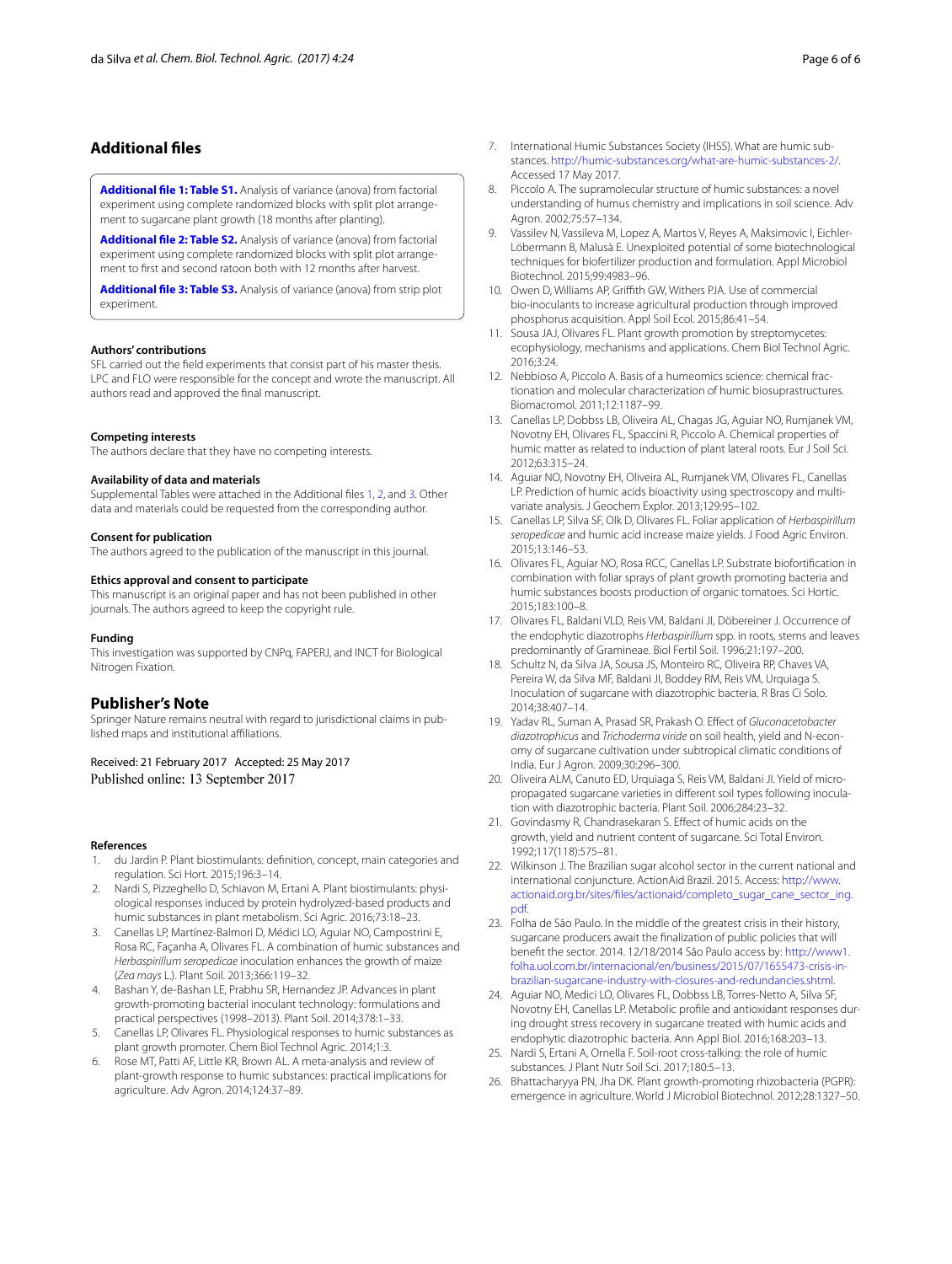## Additional files

**Additional file 1: Table S1.** Analysis of variance (anova) from factorial experiment using complete randomized blocks with split plot arrangement to sugarcane plant growth (18 months after planting).

**Additional file 2: Table S2.** Analysis of variance (anova) from factorial experiment using complete randomized blocks with split plot arrangement to first and second ratoon both with 12 months after harvest.

**Additional file 3: Table S3.** Analysis of variance (anova) from strip plot experiment.

### Authors' contributions

SFL carried out the field experiments that consist part of his master thesis. LPC and FLO were responsible for the concept and wrote the manuscript. All authors read and approved the final manuscript.

### Competing interests

The authors declare that they have no competing interests.

### Availability of data and materials

Supplemental Tables were attached in the Additional files 1, 2, and 3. Other data and materials could be requested from the corresponding author.

### Consent for publication

The authors agreed to the publication of the manuscript in this journal.

### Ethics approval and consent to participate

This manuscript is an original paper and has not been published in other journals. The authors agreed to keep the copyright rule.

### Funding

This investigation was supported by CNPq, FAPERJ, and INCT for Biological Nitrogen Fixation.

## Publisher's Note

Springer Nature remains neutral with regard to jurisdictional claims in published maps and institutional affiliations.

Received: 21 February 2017 Accepted: 25 May 2017
Published online: 13 September 2017

### References

1. du Jardin P. Plant biostimulants: definition, concept, main categories and regulation. Sci Hort. 2015;196:3–14.
2. Nardi S, Pizzeghello D, Schiavon M, Ertani A. Plant biostimulants: physiological responses induced by protein hydrolyzed-based products and humic substances in plant metabolism. Sci Agric. 2016;73:18–23.
3. Canellas LP, Martínez-Balmori D, Médici LO, Aguiar NO, Campostrini E, Rosa RC, Façanha A, Olivares FL. A combination of humic substances and *Herbaspirillum seropedicae* inoculation enhances the growth of maize (*Zea mays* L.). Plant Soil. 2013;366:119–32.
4. Bashan Y, de-Bashan LE, Prabhu SR, Hernandez JP. Advances in plant growth-promoting bacterial inoculant technology: formulations and practical perspectives (1998–2013). Plant Soil. 2014;378:1–33.
5. Canellas LP, Olivares FL. Physiological responses to humic substances as plant growth promoter. Chem Biol Technol Agric. 2014;1:3.
6. Rose MT, Patti AF, Little KR, Brown AL. A meta-analysis and review of plant-growth response to humic substances: practical implications for agriculture. Adv Agron. 2014;124:37–89.
7. International Humic Substances Society (IHSS). What are humic substances. http://humic-substances.org/what-are-humic-substances-2/. Accessed 17 May 2017.
8. Piccolo A. The supramolecular structure of humic substances: a novel understanding of humus chemistry and implications in soil science. Adv Agron. 2002;75:57–134.
9. Vassilev N, Vassileva M, Lopez A, Martos V, Reyes A, Maksimovic I, Eichler-Löbermann B, Malusà E. Unexploited potential of some biotechnological techniques for biofertilizer production and formulation. Appl Microbiol Biotechnol. 2015;99:4983–96.
10. Owen D, Williams AP, Griffith GW, Withers PJA. Use of commercial bio-inoculants to increase agricultural production through improved phosphorus acquisition. Appl Soil Ecol. 2015;86:41–54.
11. Sousa JAJ, Olivares FL. Plant growth promotion by streptomycetes: ecophysiology, mechanisms and applications. Chem Biol Technol Agric. 2016;3:24.
12. Nebbioso A, Piccolo A. Basis of a humeomics science: chemical fractionation and molecular characterization of humic biosuprastructures. Biomacromol. 2011;12:1187–99.
13. Canellas LP, Dobbss LB, Oliveira AL, Chagas JG, Aguiar NO, Rumjanek VM, Novotny EH, Olivares FL, Spaccini R, Piccolo A. Chemical properties of humic matter as related to induction of plant lateral roots. Eur J Soil Sci. 2012;63:315–24.
14. Aguiar NO, Novotny EH, Oliveira AL, Rumjanek VM, Olivares FL, Canellas LP. Prediction of humic acids bioactivity using spectroscopy and multivariate analysis. J Geochem Explor. 2013;129:95–102.
15. Canellas LP, Silva SF, Olk D, Olivares FL. Foliar application of *Herbaspirillum seropedicae* and humic acid increase maize yields. J Food Agric Environ. 2015;13:146–53.
16. Olivares FL, Aguiar NO, Rosa RCC, Canellas LP. Substrate biofortification in combination with foliar sprays of plant growth promoting bacteria and humic substances boosts production of organic tomatoes. Sci Hortic. 2015;183:100–8.
17. Olivares FL, Baldani VLD, Reis VM, Baldani JI, Döbereiner J. Occurrence of the endophytic diazotrophs *Herbaspirillum* spp. in roots, stems and leaves predominantly of Gramineae. Biol Fertil Soil. 1996;21:197–200.
18. Schultz N, da Silva JA, Sousa JS, Monteiro RC, Oliveira RP, Chaves VA, Pereira W, da Silva MF, Baldani JI, Boddey RM, Reis VM, Urquiaga S. Inoculation of sugarcane with diazotrophic bacteria. R Bras Ci Solo. 2014;38:407–14.
19. Yadav RL, Suman A, Prasad SR, Prakash O. Effect of *Gluconacetobacter diazotrophicus* and *Trichoderma viride* on soil health, yield and N-economy of sugarcane cultivation under subtropical climatic conditions of India. Eur J Agron. 2009;30:296–300.
20. Oliveira ALM, Canuto ED, Urquiaga S, Reis VM, Baldani JI. Yield of micropropagated sugarcane varieties in different soil types following inoculation with diazotrophic bacteria. Plant Soil. 2006;284:23–32.
21. Govindasmy R, Chandrasekaran S. Effect of humic acids on the growth, yield and nutrient content of sugarcane. Sci Total Environ. 1992;117(118):575–81.
22. Wilkinson J. The Brazilian sugar alcohol sector in the current national and international conjuncture. ActionAid Brazil. 2015. Access: http://www.actionaid.org.br/sites/files/actionaid/completo_sugar_cane_sector_ing.pdf.
23. Folha de São Paulo. In the middle of the greatest crisis in their history, sugarcane producers await the finalization of public policies that will benefit the sector. 2014. 12/18/2014 São Paulo access by: http://www1.folha.uol.com.br/internacional/en/business/2015/07/1655473-crisis-in-brazilian-sugarcane-industry-with-closures-and-redundancies.shtml.
24. Aguiar NO, Medici LO, Olivares FL, Dobbss LB, Torres-Netto A, Silva SF, Novotny EH, Canellas LP. Metabolic profile and antioxidant responses during drought stress recovery in sugarcane treated with humic acids and endophytic diazotrophic bacteria. Ann Appl Biol. 2016;168:203–13.
25. Nardi S, Ertani A, Ornella F. Soil-root cross-talking: the role of humic substances. J Plant Nutr Soil Sci. 2017;180:5–13.
26. Bhattacharyya PN, Jha DK. Plant growth-promoting rhizobacteria (PGPR): emergence in agriculture. World J Microbiol Biotechnol. 2012;28:1327–50.